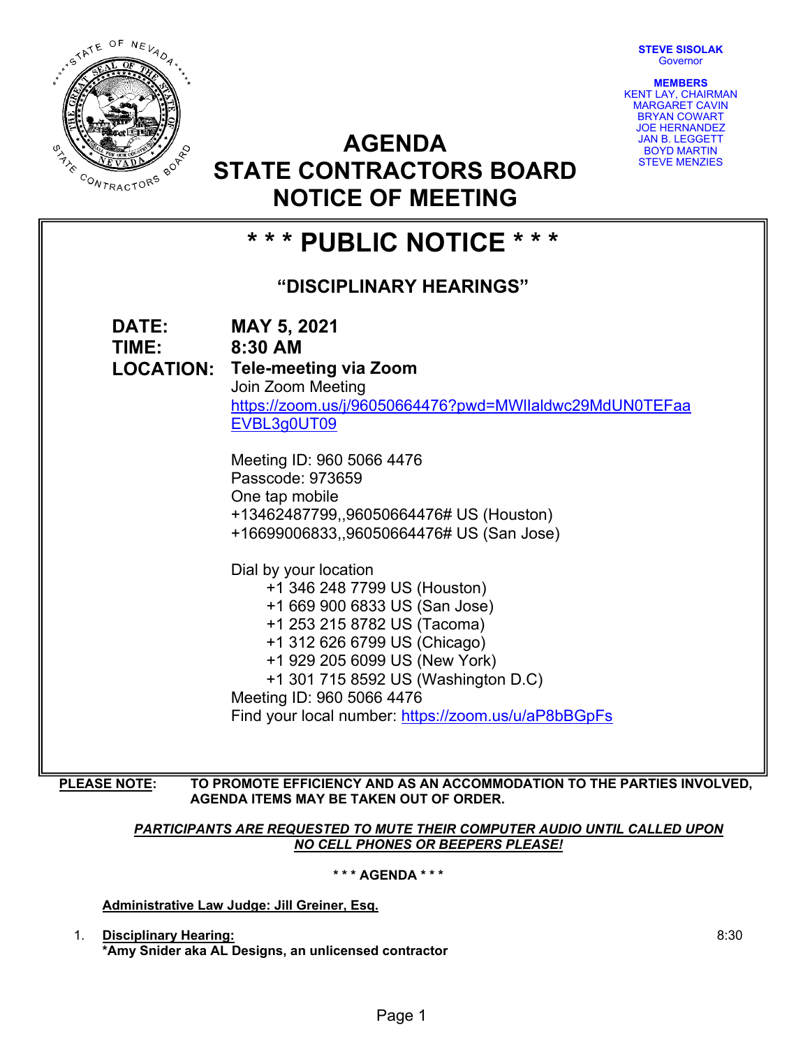**STEVE SISOLAK**
Governor

**MEMBERS**
KENT LAY, CHAIRMAN
MARGARET CAVIN
BRYAN COWART
JOE HERNANDEZ
JAN B. LEGGETT
BOYD MARTIN
STEVE MENZIES

# AGENDA
# STATE CONTRACTORS BOARD
# NOTICE OF MEETING

## * * * PUBLIC NOTICE * * *

### "DISCIPLINARY HEARINGS"

**DATE:** **MAY 5, 2021**
**TIME:** **8:30 AM**
**LOCATION:** **Tele-meeting via Zoom**

Join Zoom Meeting
https://zoom.us/j/96050664476?pwd=MWlIaldwc29MdUN0TEFaaEVBL3g0UT09

Meeting ID: 960 5066 4476
Passcode: 973659
One tap mobile
+13462487799,,96050664476# US (Houston)
+16699006833,,96050664476# US (San Jose)

Dial by your location
+1 346 248 7799 US (Houston)
+1 669 900 6833 US (San Jose)
+1 253 215 8782 US (Tacoma)
+1 312 626 6799 US (Chicago)
+1 929 205 6099 US (New York)
+1 301 715 8592 US (Washington D.C)
Meeting ID: 960 5066 4476
Find your local number: https://zoom.us/u/aP8bBGpFs

**PLEASE NOTE:** **TO PROMOTE EFFICIENCY AND AS AN ACCOMMODATION TO THE PARTIES INVOLVED, AGENDA ITEMS MAY BE TAKEN OUT OF ORDER.**

***PARTICIPANTS ARE REQUESTED TO MUTE THEIR COMPUTER AUDIO UNTIL CALLED UPON***
***NO CELL PHONES OR BEEPERS PLEASE!***

**\* \* \* AGENDA \* \* \***

**Administrative Law Judge: Jill Greiner, Esq.**

1. **Disciplinary Hearing:** 8:30
   **\*Amy Snider aka AL Designs, an unlicensed contractor**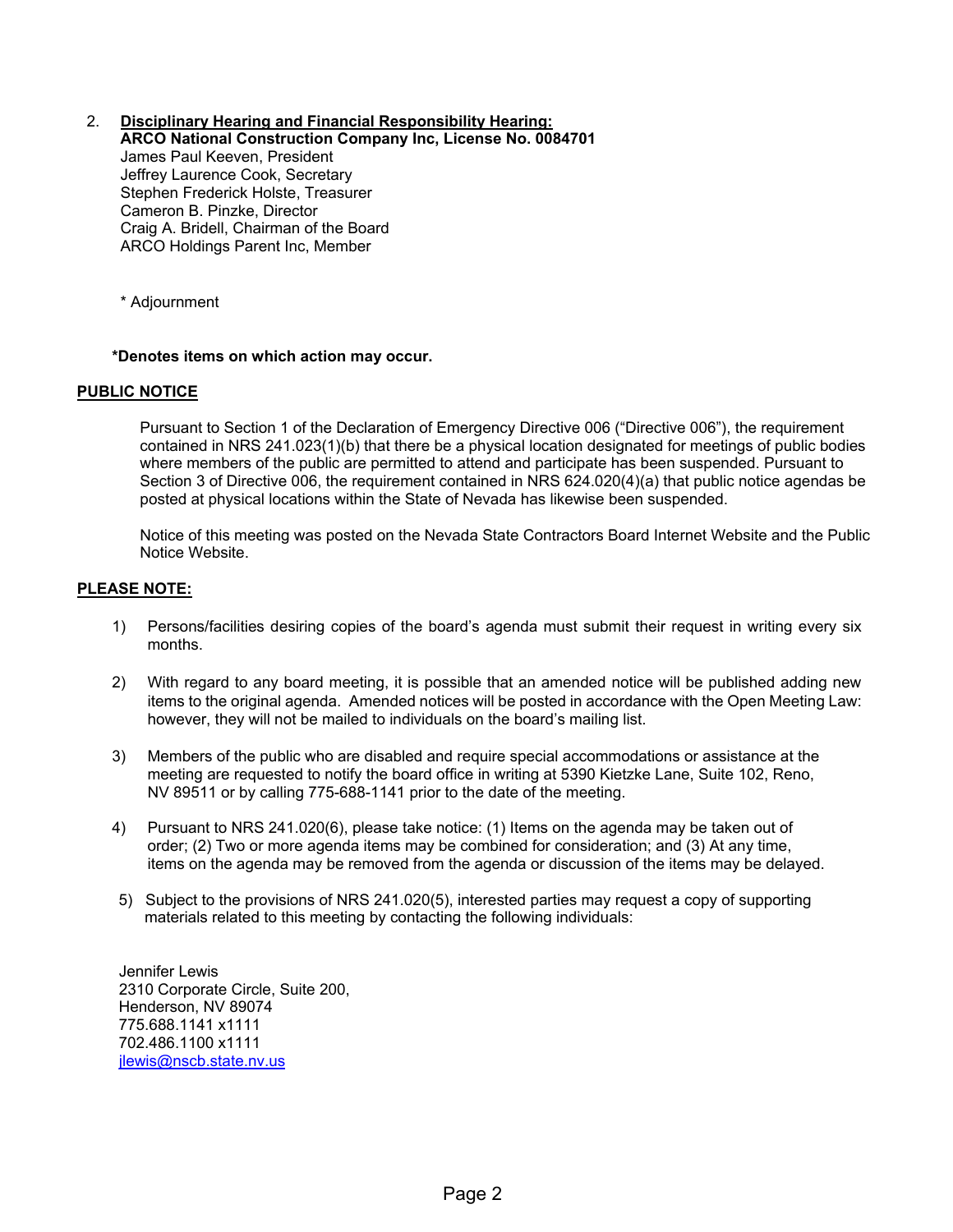2. **Disciplinary Hearing and Financial Responsibility Hearing:**
   **ARCO National Construction Company Inc, License No. 0084701**
   James Paul Keeven, President
   Jeffrey Laurence Cook, Secretary
   Stephen Frederick Holste, Treasurer
   Cameron B. Pinzke, Director
   Craig A. Bridell, Chairman of the Board
   ARCO Holdings Parent Inc, Member

   * Adjournment

**\*Denotes items on which action may occur.**

**PUBLIC NOTICE**

Pursuant to Section 1 of the Declaration of Emergency Directive 006 ("Directive 006"), the requirement contained in NRS 241.023(1)(b) that there be a physical location designated for meetings of public bodies where members of the public are permitted to attend and participate has been suspended. Pursuant to Section 3 of Directive 006, the requirement contained in NRS 624.020(4)(a) that public notice agendas be posted at physical locations within the State of Nevada has likewise been suspended.

Notice of this meeting was posted on the Nevada State Contractors Board Internet Website and the Public Notice Website.

**PLEASE NOTE:**

1) Persons/facilities desiring copies of the board's agenda must submit their request in writing every six months.

2) With regard to any board meeting, it is possible that an amended notice will be published adding new items to the original agenda. Amended notices will be posted in accordance with the Open Meeting Law: however, they will not be mailed to individuals on the board's mailing list.

3) Members of the public who are disabled and require special accommodations or assistance at the meeting are requested to notify the board office in writing at 5390 Kietzke Lane, Suite 102, Reno, NV 89511 or by calling 775-688-1141 prior to the date of the meeting.

4) Pursuant to NRS 241.020(6), please take notice: (1) Items on the agenda may be taken out of order; (2) Two or more agenda items may be combined for consideration; and (3) At any time, items on the agenda may be removed from the agenda or discussion of the items may be delayed.

5) Subject to the provisions of NRS 241.020(5), interested parties may request a copy of supporting materials related to this meeting by contacting the following individuals:

Jennifer Lewis
2310 Corporate Circle, Suite 200,
Henderson, NV 89074
775.688.1141 x1111
702.486.1100 x1111
jlewis@nscb.state.nv.us